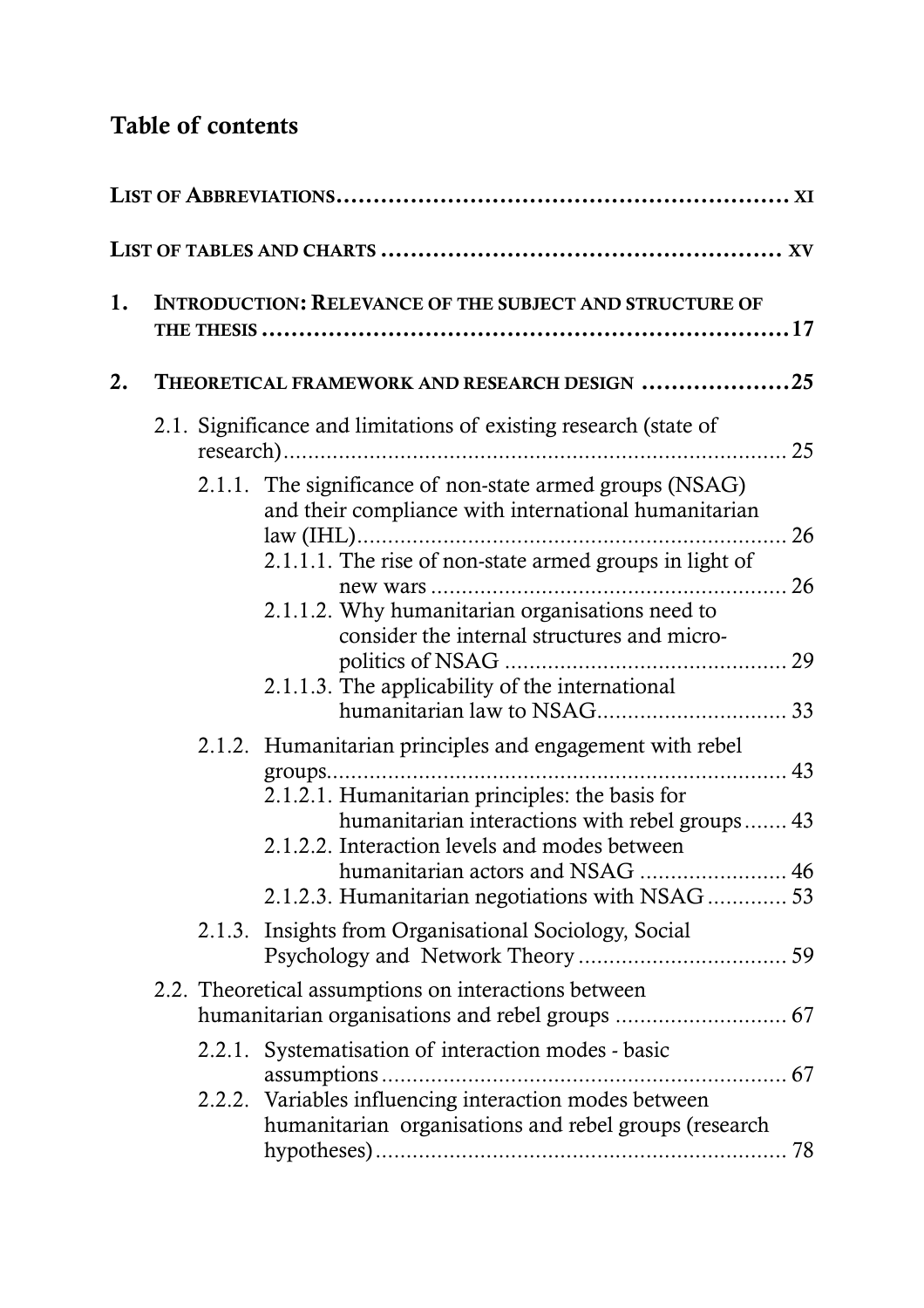# Table of contents

LIST OF ABBREVIATIONS ............................................................ XI

LIST OF TABLES AND CHARTS ...................................................... XV

1. INTRODUCTION: RELEVANCE OF THE SUBJECT AND STRUCTURE OF THE THESIS ........................................................................ 17

2. THEORETICAL FRAMEWORK AND RESEARCH DESIGN .................... 25

   2.1. Significance and limitations of existing research (state of research) ........................................................................ 25

      2.1.1. The significance of non-state armed groups (NSAG) and their compliance with international humanitarian law (IHL) ........................................................................ 26

         2.1.1.1. The rise of non-state armed groups in light of new wars ........................................................................ 26

         2.1.1.2. Why humanitarian organisations need to consider the internal structures and micro-politics of NSAG ........................................................................ 29

         2.1.1.3. The applicability of the international humanitarian law to NSAG ........................................................................ 33

      2.1.2. Humanitarian principles and engagement with rebel groups ........................................................................ 43

         2.1.2.1. Humanitarian principles: the basis for humanitarian interactions with rebel groups ....... 43

         2.1.2.2. Interaction levels and modes between humanitarian actors and NSAG ........................ 46

         2.1.2.3. Humanitarian negotiations with NSAG ............. 53

      2.1.3. Insights from Organisational Sociology, Social Psychology and Network Theory ........................................................................ 59

   2.2. Theoretical assumptions on interactions between humanitarian organisations and rebel groups ............................ 67

      2.2.1. Systematisation of interaction modes - basic assumptions ........................................................................ 67

      2.2.2. Variables influencing interaction modes between humanitarian organisations and rebel groups (research hypotheses) ........................................................................ 78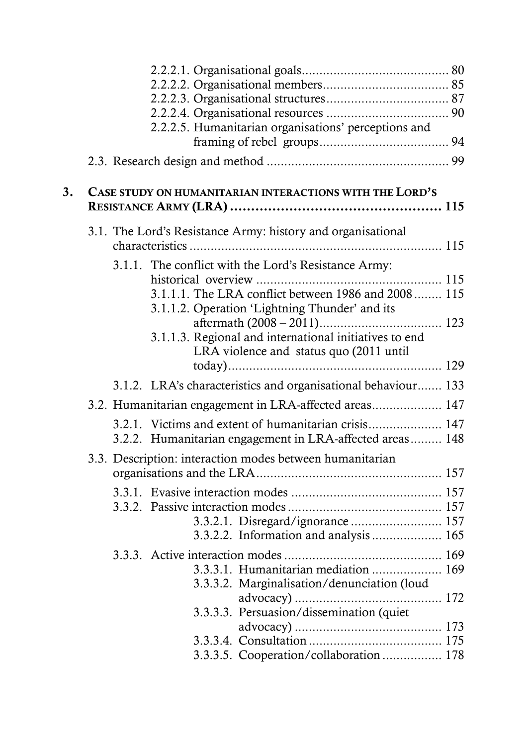- 2.2.2.1. Organisational goals ... 80
- 2.2.2.2. Organisational members ... 85
- 2.2.2.3. Organisational structures ... 87
- 2.2.2.4. Organisational resources ... 90
- 2.2.2.5. Humanitarian organisations' perceptions and framing of rebel groups ... 94

2.3. Research design and method ... 99

**3. CASE STUDY ON HUMANITARIAN INTERACTIONS WITH THE LORD'S RESISTANCE ARMY (LRA) ... 115**

3.1. The Lord's Resistance Army: history and organisational characteristics ... 115

3.1.1. The conflict with the Lord's Resistance Army: historical overview ... 115
- 3.1.1.1. The LRA conflict between 1986 and 2008 ... 115
- 3.1.1.2. Operation 'Lightning Thunder' and its aftermath (2008 – 2011) ... 123
- 3.1.1.3. Regional and international initiatives to end LRA violence and status quo (2011 until today) ... 129

3.1.2. LRA's characteristics and organisational behaviour ... 133

3.2. Humanitarian engagement in LRA-affected areas ... 147

3.2.1. Victims and extent of humanitarian crisis ... 147
3.2.2. Humanitarian engagement in LRA-affected areas ... 148

3.3. Description: interaction modes between humanitarian organisations and the LRA ... 157

3.3.1. Evasive interaction modes ... 157
3.3.2. Passive interaction modes ... 157
- 3.3.2.1. Disregard/ignorance ... 157
- 3.3.2.2. Information and analysis ... 165

3.3.3. Active interaction modes ... 169
- 3.3.3.1. Humanitarian mediation ... 169
- 3.3.3.2. Marginalisation/denunciation (loud advocacy) ... 172
- 3.3.3.3. Persuasion/dissemination (quiet advocacy) ... 173
- 3.3.3.4. Consultation ... 175
- 3.3.3.5. Cooperation/collaboration ... 178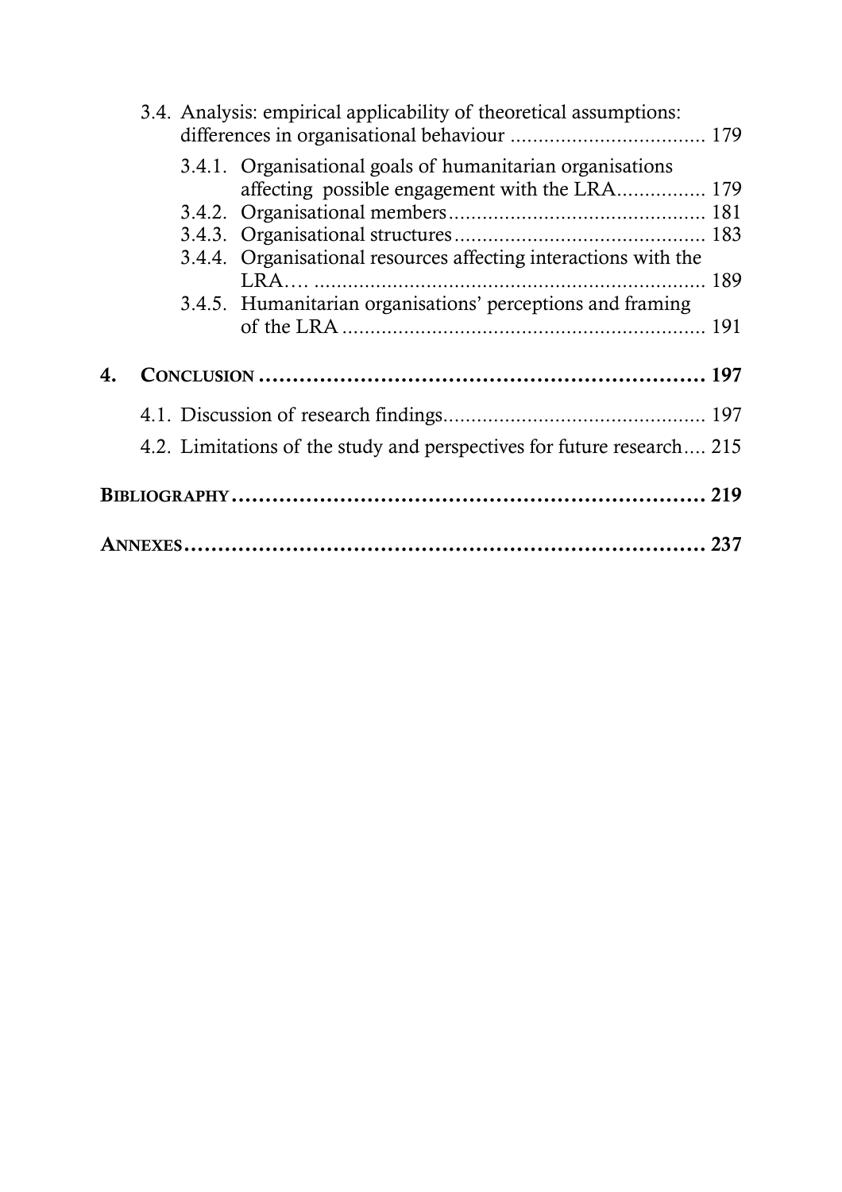3.4. Analysis: empirical applicability of theoretical assumptions: differences in organisational behaviour .................................. 179

3.4.1. Organisational goals of humanitarian organisations affecting possible engagement with the LRA............... 179

3.4.2. Organisational members............................................. 181

3.4.3. Organisational structures............................................ 183

3.4.4. Organisational resources affecting interactions with the LRA…. ..................................................................... 189

3.4.5. Humanitarian organisations' perceptions and framing of the LRA ................................................................ 191

**4. CONCLUSION ................................................................. 197**

4.1. Discussion of research findings.............................................. 197

4.2. Limitations of the study and perspectives for future research.... 215

**BIBLIOGRAPHY ..................................................................... 219**

**ANNEXES............................................................................ 237**